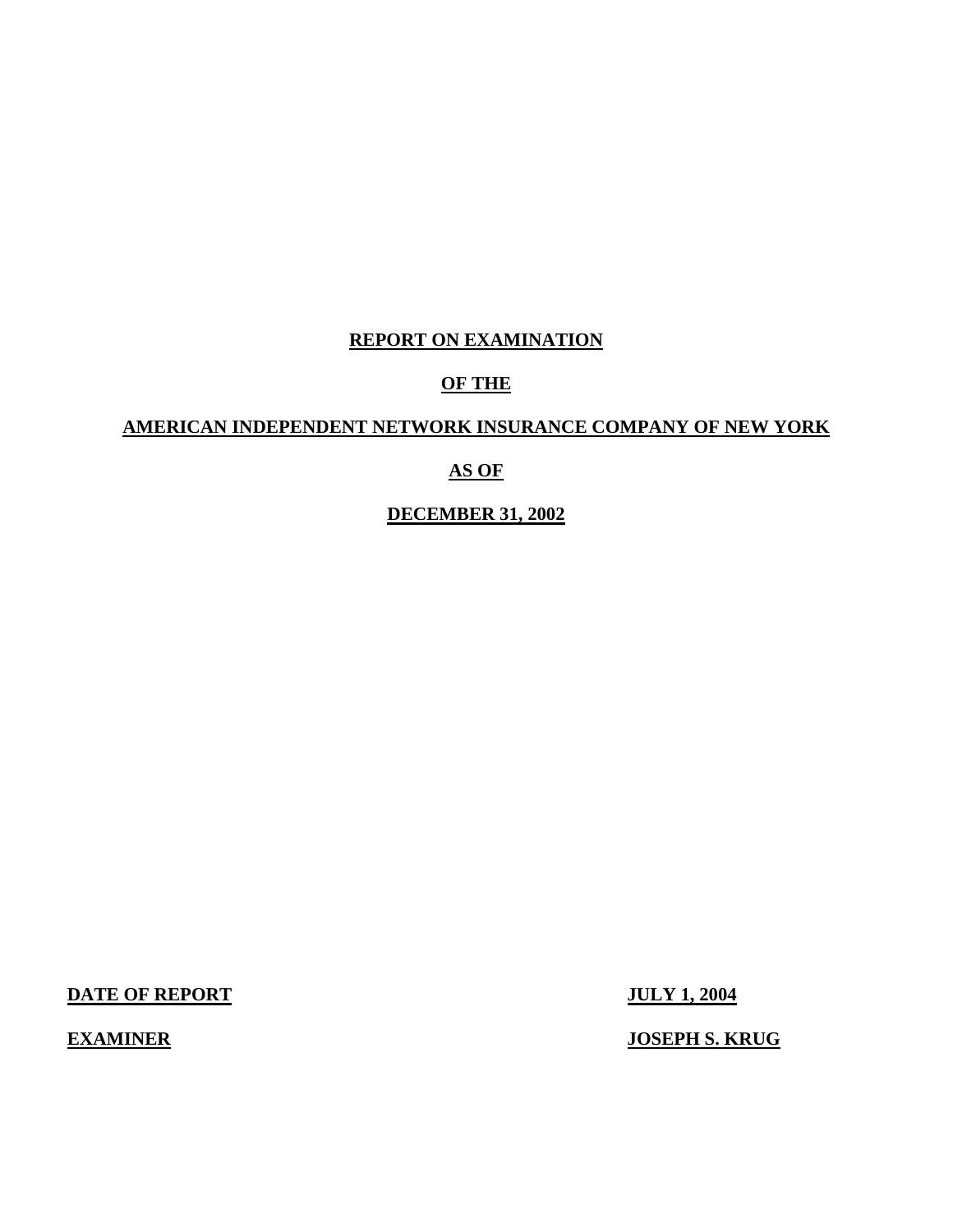# REPORT ON EXAMINATION

# OF THE

# AMERICAN INDEPENDENT NETWORK INSURANCE COMPANY OF NEW YORK

# AS OF

# DECEMBER 31, 2002

| | |
|---|---|
| **DATE OF REPORT** | **JULY 1, 2004** |
| **EXAMINER** | **JOSEPH S. KRUG** |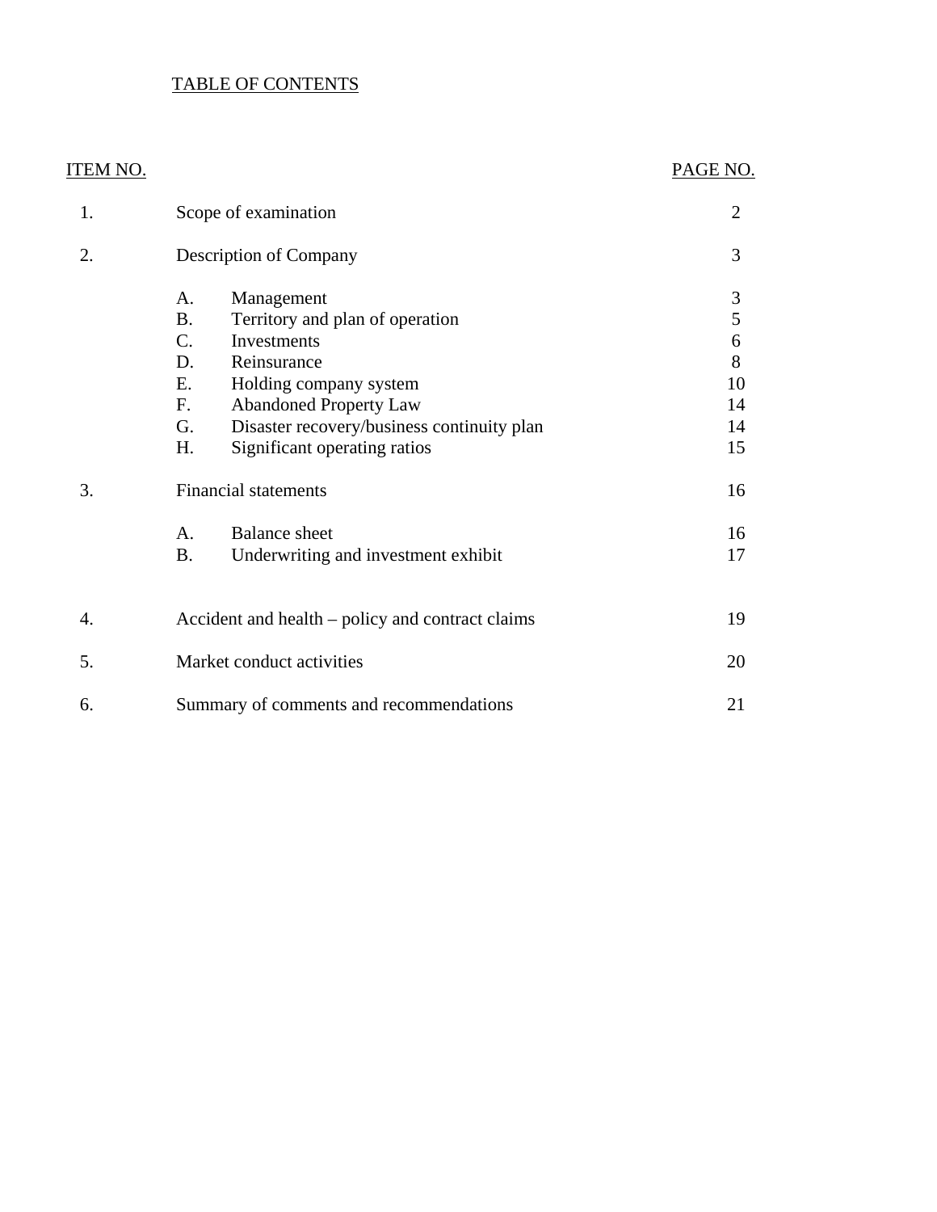# TABLE OF CONTENTS

| ITEM NO. | | | PAGE NO. |
|---|---|---|---|
| 1. | Scope of examination | | 2 |
| 2. | Description of Company | | 3 |
| | A. | Management | 3 |
| | B. | Territory and plan of operation | 5 |
| | C. | Investments | 6 |
| | D. | Reinsurance | 8 |
| | E. | Holding company system | 10 |
| | F. | Abandoned Property Law | 14 |
| | G. | Disaster recovery/business continuity plan | 14 |
| | H. | Significant operating ratios | 15 |
| 3. | Financial statements | | 16 |
| | A. | Balance sheet | 16 |
| | B. | Underwriting and investment exhibit | 17 |
| 4. | Accident and health – policy and contract claims | | 19 |
| 5. | Market conduct activities | | 20 |
| 6. | Summary of comments and recommendations | | 21 |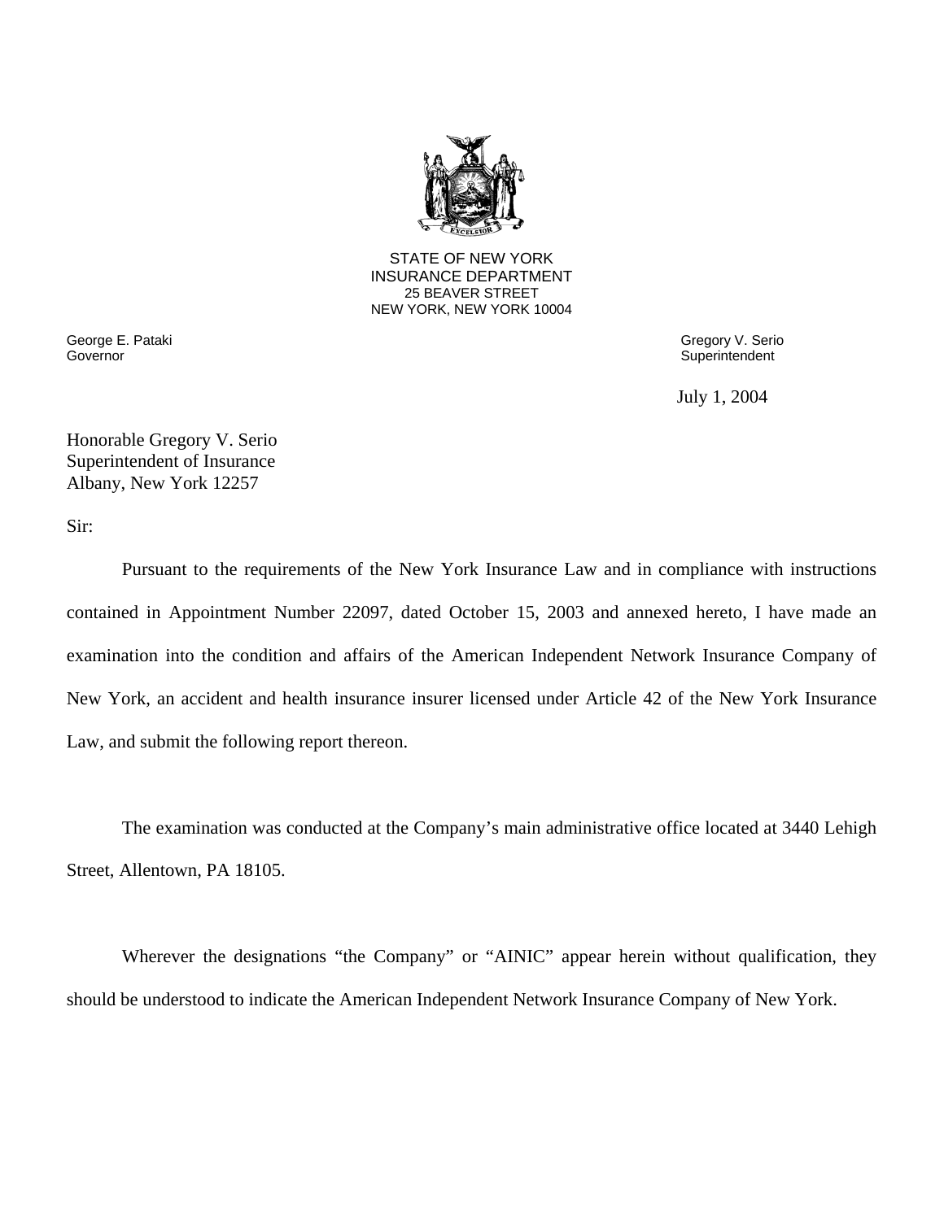STATE OF NEW YORK
INSURANCE DEPARTMENT
25 BEAVER STREET
NEW YORK, NEW YORK 10004

George E. Pataki
Governor

Gregory V. Serio
Superintendent

July 1, 2004

Honorable Gregory V. Serio
Superintendent of Insurance
Albany, New York 12257

Sir:

Pursuant to the requirements of the New York Insurance Law and in compliance with instructions contained in Appointment Number 22097, dated October 15, 2003 and annexed hereto, I have made an examination into the condition and affairs of the American Independent Network Insurance Company of New York, an accident and health insurance insurer licensed under Article 42 of the New York Insurance Law, and submit the following report thereon.

The examination was conducted at the Company's main administrative office located at 3440 Lehigh Street, Allentown, PA 18105.

Wherever the designations "the Company" or "AINIC" appear herein without qualification, they should be understood to indicate the American Independent Network Insurance Company of New York.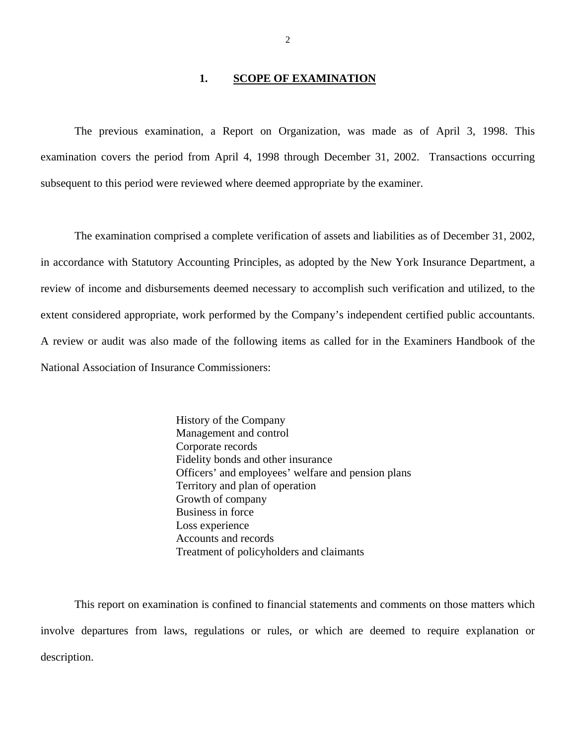## 1. SCOPE OF EXAMINATION

The previous examination, a Report on Organization, was made as of April 3, 1998. This examination covers the period from April 4, 1998 through December 31, 2002. Transactions occurring subsequent to this period were reviewed where deemed appropriate by the examiner.

The examination comprised a complete verification of assets and liabilities as of December 31, 2002, in accordance with Statutory Accounting Principles, as adopted by the New York Insurance Department, a review of income and disbursements deemed necessary to accomplish such verification and utilized, to the extent considered appropriate, work performed by the Company's independent certified public accountants. A review or audit was also made of the following items as called for in the Examiners Handbook of the National Association of Insurance Commissioners:

History of the Company
Management and control
Corporate records
Fidelity bonds and other insurance
Officers' and employees' welfare and pension plans
Territory and plan of operation
Growth of company
Business in force
Loss experience
Accounts and records
Treatment of policyholders and claimants

This report on examination is confined to financial statements and comments on those matters which involve departures from laws, regulations or rules, or which are deemed to require explanation or description.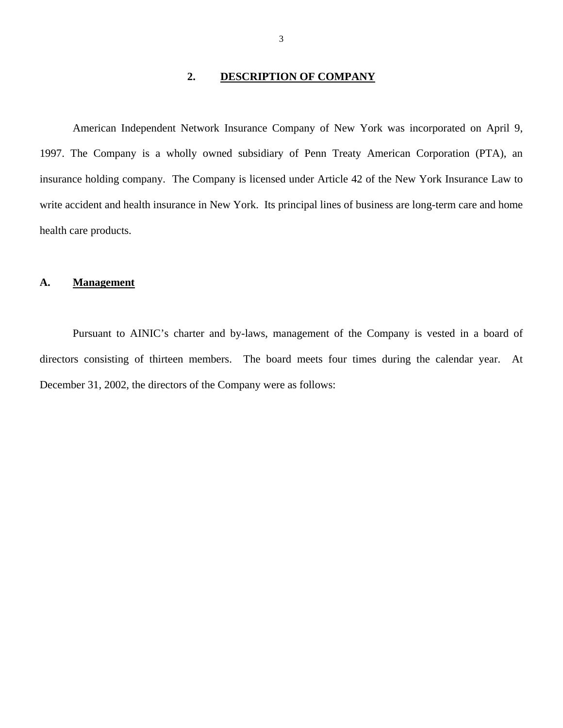## 2. DESCRIPTION OF COMPANY

American Independent Network Insurance Company of New York was incorporated on April 9, 1997. The Company is a wholly owned subsidiary of Penn Treaty American Corporation (PTA), an insurance holding company. The Company is licensed under Article 42 of the New York Insurance Law to write accident and health insurance in New York. Its principal lines of business are long-term care and home health care products.

### A. Management

Pursuant to AINIC's charter and by-laws, management of the Company is vested in a board of directors consisting of thirteen members. The board meets four times during the calendar year. At December 31, 2002, the directors of the Company were as follows: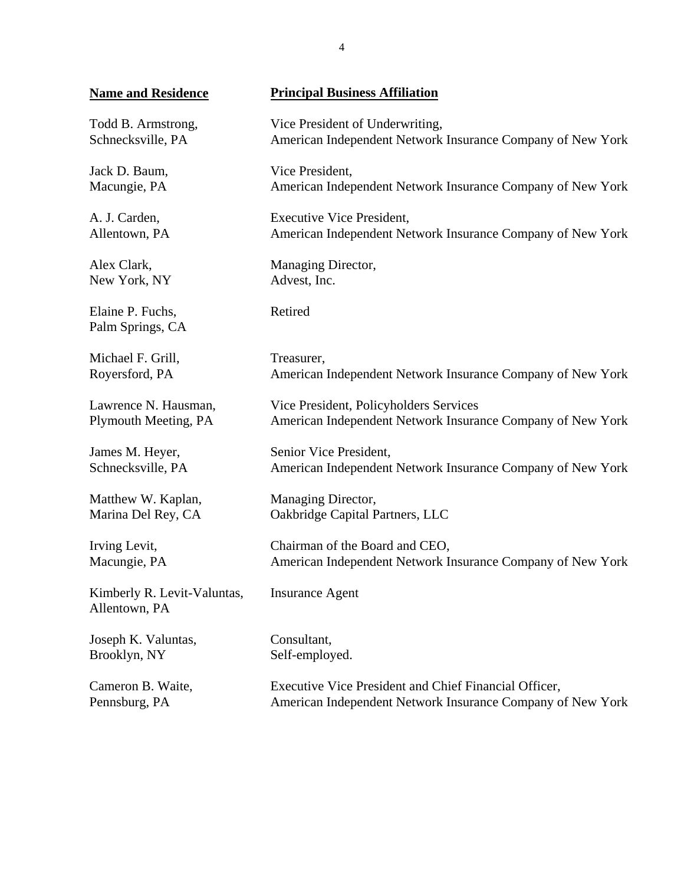| Name and Residence | Principal Business Affiliation |
|---|---|
| Todd B. Armstrong, Schnecksville, PA | Vice President of Underwriting, American Independent Network Insurance Company of New York |
| Jack D. Baum, Macungie, PA | Vice President, American Independent Network Insurance Company of New York |
| A. J. Carden, Allentown, PA | Executive Vice President, American Independent Network Insurance Company of New York |
| Alex Clark, New York, NY | Managing Director, Advest, Inc. |
| Elaine P. Fuchs, Palm Springs, CA | Retired |
| Michael F. Grill, Royersford, PA | Treasurer, American Independent Network Insurance Company of New York |
| Lawrence N. Hausman, Plymouth Meeting, PA | Vice President, Policyholders Services American Independent Network Insurance Company of New York |
| James M. Heyer, Schnecksville, PA | Senior Vice President, American Independent Network Insurance Company of New York |
| Matthew W. Kaplan, Marina Del Rey, CA | Managing Director, Oakbridge Capital Partners, LLC |
| Irving Levit, Macungie, PA | Chairman of the Board and CEO, American Independent Network Insurance Company of New York |
| Kimberly R. Levit-Valuntas, Allentown, PA | Insurance Agent |
| Joseph K. Valuntas, Brooklyn, NY | Consultant, Self-employed. |
| Cameron B. Waite, Pennsburg, PA | Executive Vice President and Chief Financial Officer, American Independent Network Insurance Company of New York |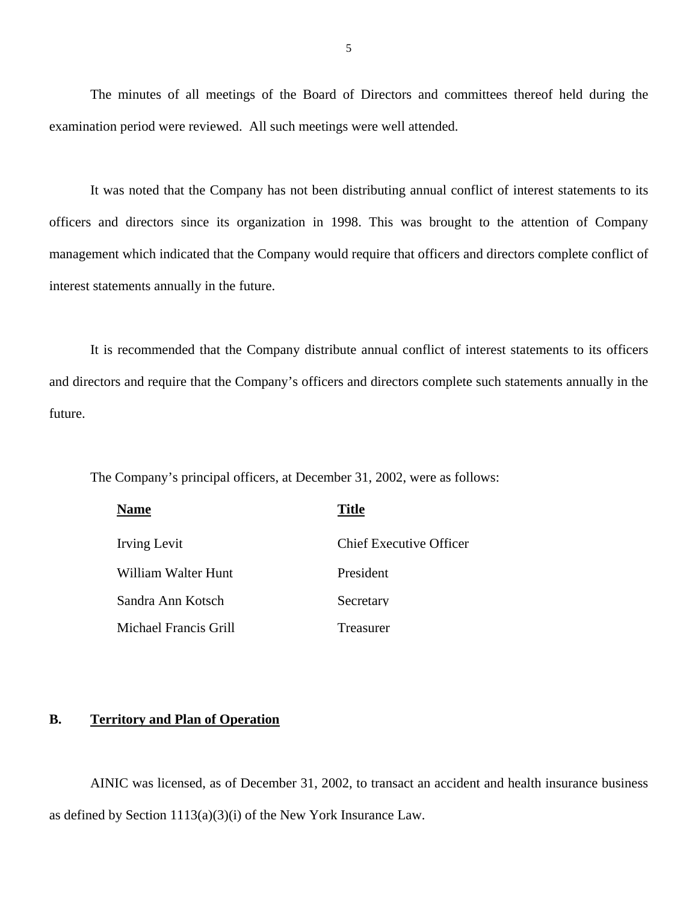The minutes of all meetings of the Board of Directors and committees thereof held during the examination period were reviewed. All such meetings were well attended.

It was noted that the Company has not been distributing annual conflict of interest statements to its officers and directors since its organization in 1998. This was brought to the attention of Company management which indicated that the Company would require that officers and directors complete conflict of interest statements annually in the future.

It is recommended that the Company distribute annual conflict of interest statements to its officers and directors and require that the Company's officers and directors complete such statements annually in the future.

The Company's principal officers, at December 31, 2002, were as follows:

| **Name** | **Title** |
|---|---|
| Irving Levit | Chief Executive Officer |
| William Walter Hunt | President |
| Sandra Ann Kotsch | Secretary |
| Michael Francis Grill | Treasurer |

## B. Territory and Plan of Operation

AINIC was licensed, as of December 31, 2002, to transact an accident and health insurance business as defined by Section 1113(a)(3)(i) of the New York Insurance Law.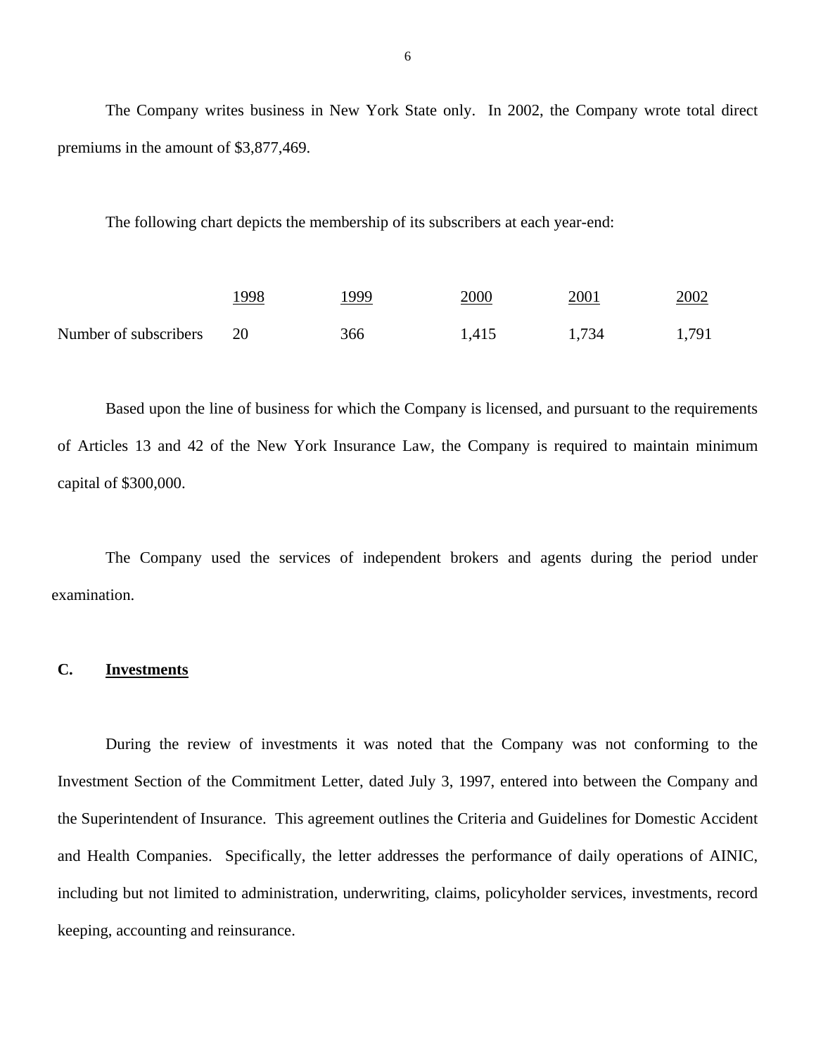The Company writes business in New York State only. In 2002, the Company wrote total direct premiums in the amount of $3,877,469.

The following chart depicts the membership of its subscribers at each year-end:

| | 1998 | 1999 | 2000 | 2001 | 2002 |
|---|---|---|---|---|---|
| Number of subscribers | 20 | 366 | 1,415 | 1,734 | 1,791 |

Based upon the line of business for which the Company is licensed, and pursuant to the requirements of Articles 13 and 42 of the New York Insurance Law, the Company is required to maintain minimum capital of $300,000.

The Company used the services of independent brokers and agents during the period under examination.

## C. Investments

During the review of investments it was noted that the Company was not conforming to the Investment Section of the Commitment Letter, dated July 3, 1997, entered into between the Company and the Superintendent of Insurance. This agreement outlines the Criteria and Guidelines for Domestic Accident and Health Companies. Specifically, the letter addresses the performance of daily operations of AINIC, including but not limited to administration, underwriting, claims, policyholder services, investments, record keeping, accounting and reinsurance.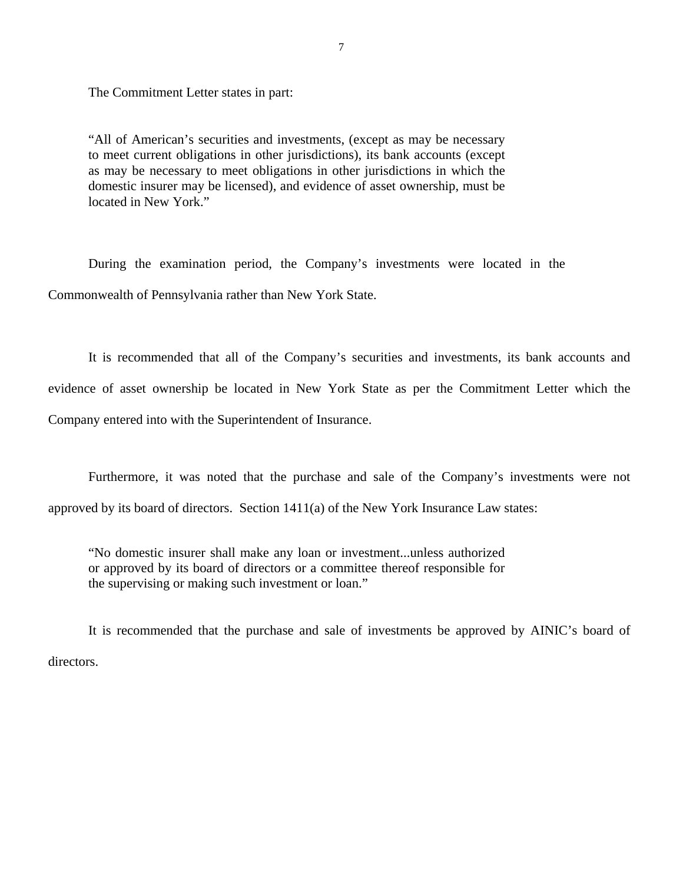The Commitment Letter states in part:

> "All of American's securities and investments, (except as may be necessary to meet current obligations in other jurisdictions), its bank accounts (except as may be necessary to meet obligations in other jurisdictions in which the domestic insurer may be licensed), and evidence of asset ownership, must be located in New York."

During the examination period, the Company's investments were located in the Commonwealth of Pennsylvania rather than New York State.

It is recommended that all of the Company's securities and investments, its bank accounts and evidence of asset ownership be located in New York State as per the Commitment Letter which the Company entered into with the Superintendent of Insurance.

Furthermore, it was noted that the purchase and sale of the Company's investments were not approved by its board of directors. Section 1411(a) of the New York Insurance Law states:

> "No domestic insurer shall make any loan or investment...unless authorized or approved by its board of directors or a committee thereof responsible for the supervising or making such investment or loan."

It is recommended that the purchase and sale of investments be approved by AINIC's board of directors.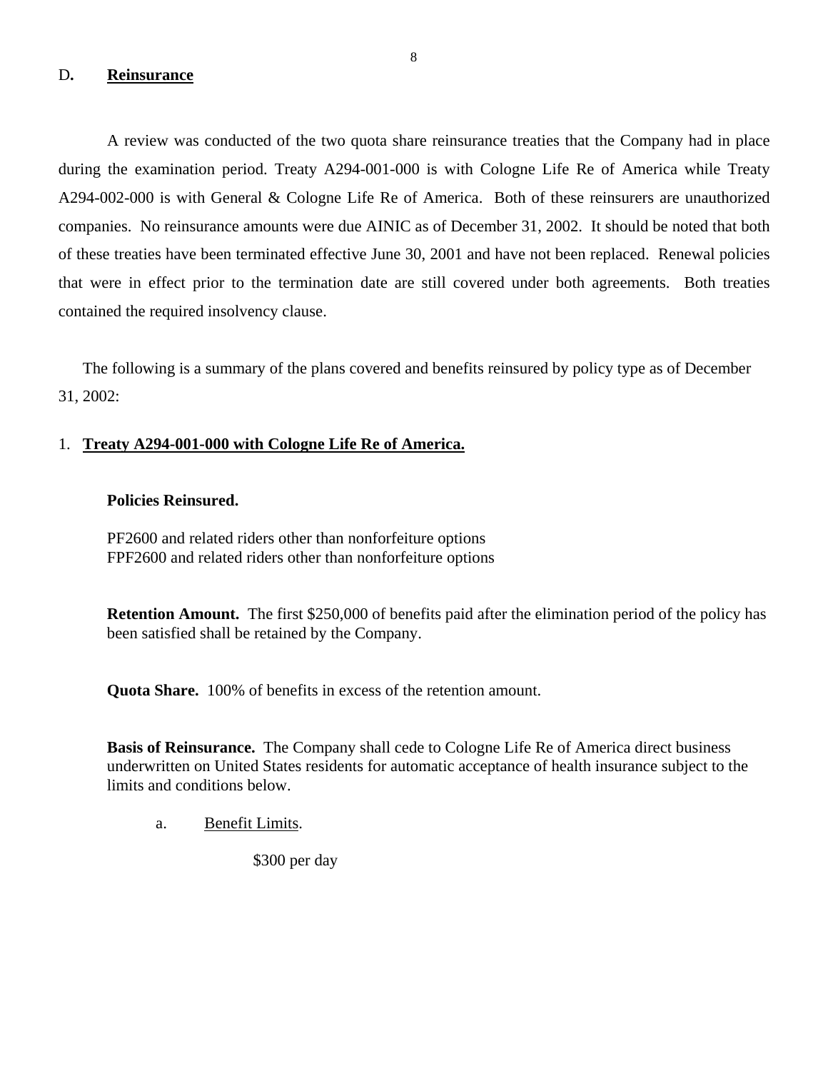## D. Reinsurance

A review was conducted of the two quota share reinsurance treaties that the Company had in place during the examination period. Treaty A294-001-000 is with Cologne Life Re of America while Treaty A294-002-000 is with General & Cologne Life Re of America. Both of these reinsurers are unauthorized companies. No reinsurance amounts were due AINIC as of December 31, 2002. It should be noted that both of these treaties have been terminated effective June 30, 2001 and have not been replaced. Renewal policies that were in effect prior to the termination date are still covered under both agreements. Both treaties contained the required insolvency clause.

The following is a summary of the plans covered and benefits reinsured by policy type as of December 31, 2002:

1. **Treaty A294-001-000 with Cologne Life Re of America.**

**Policies Reinsured.**

PF2600 and related riders other than nonforfeiture options
FPF2600 and related riders other than nonforfeiture options

**Retention Amount.** The first $250,000 of benefits paid after the elimination period of the policy has been satisfied shall be retained by the Company.

**Quota Share.** 100% of benefits in excess of the retention amount.

**Basis of Reinsurance.** The Company shall cede to Cologne Life Re of America direct business underwritten on United States residents for automatic acceptance of health insurance subject to the limits and conditions below.

a. Benefit Limits.

$300 per day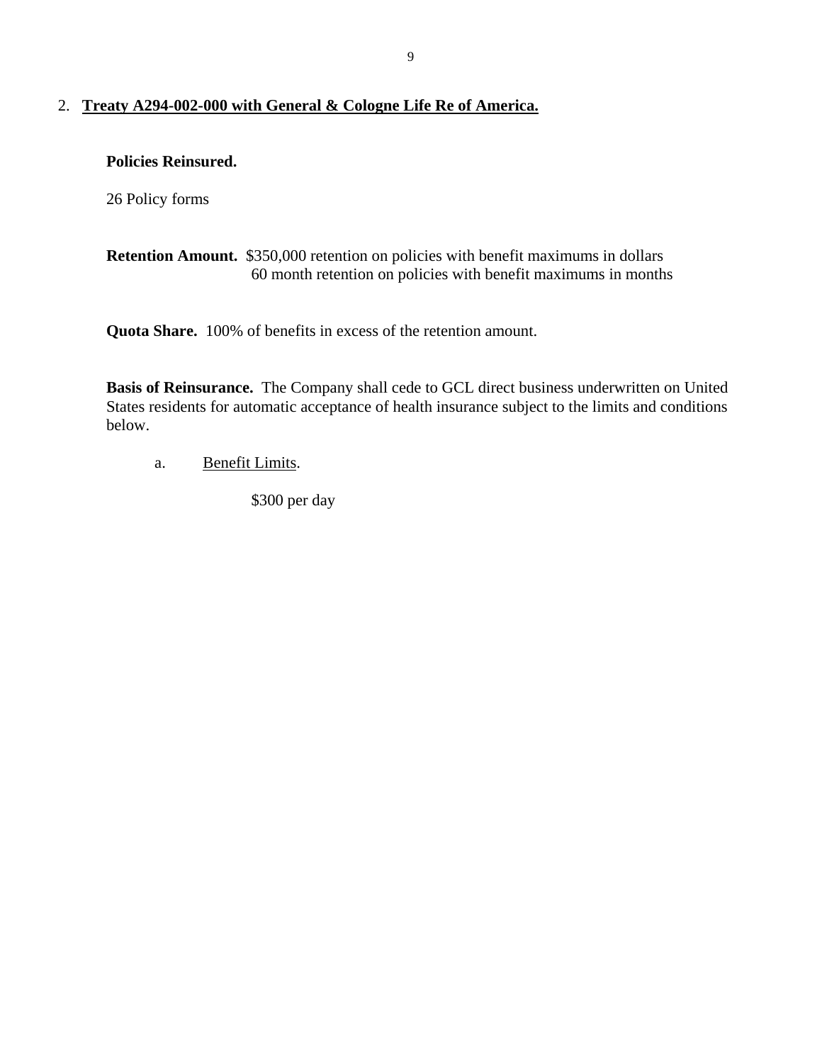2. **Treaty A294-002-000 with General & Cologne Life Re of America.**

**Policies Reinsured.**

26 Policy forms

**Retention Amount.** $350,000 retention on policies with benefit maximums in dollars
60 month retention on policies with benefit maximums in months

**Quota Share.** 100% of benefits in excess of the retention amount.

**Basis of Reinsurance.** The Company shall cede to GCL direct business underwritten on United States residents for automatic acceptance of health insurance subject to the limits and conditions below.

a. Benefit Limits.

$300 per day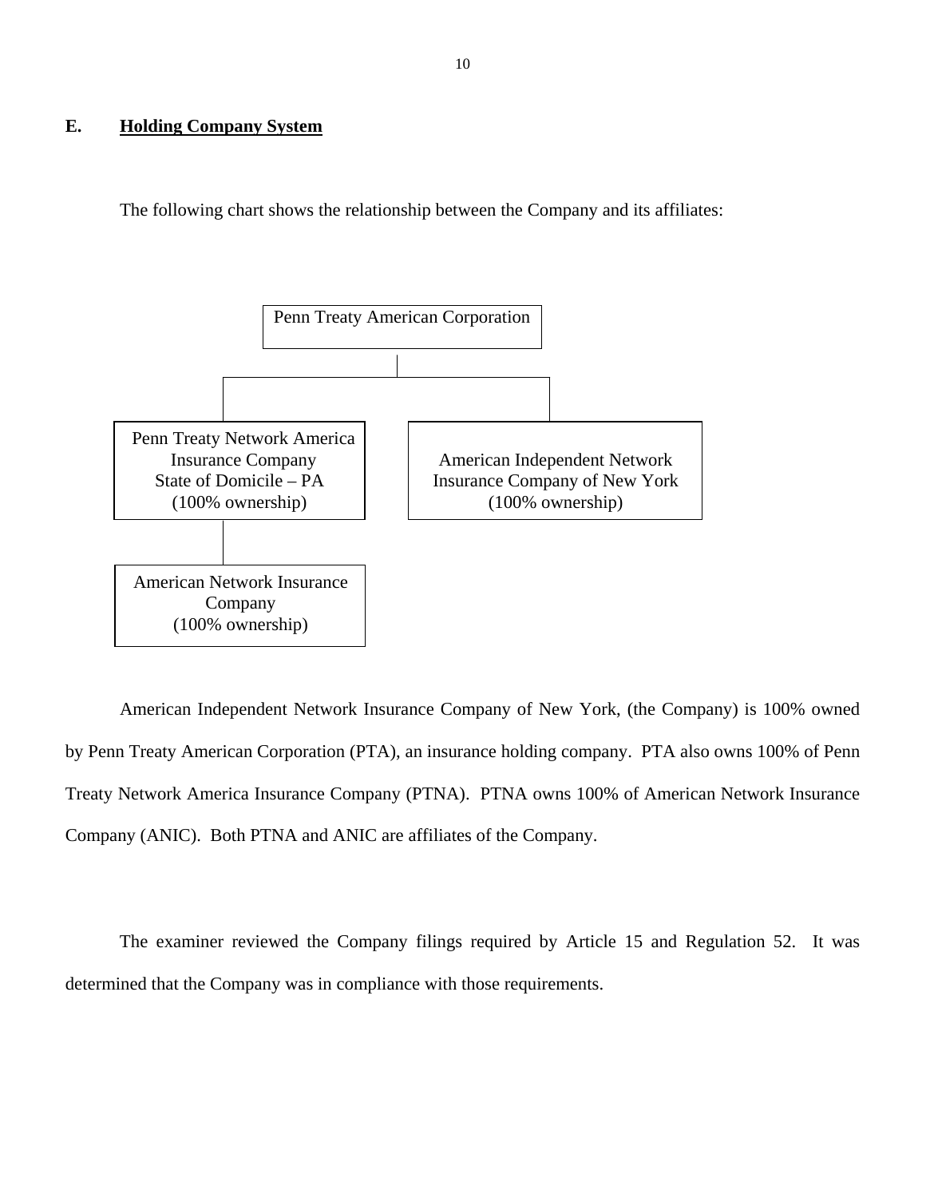## E. Holding Company System

The following chart shows the relationship between the Company and its affiliates:

Penn Treaty American Corporation

Penn Treaty Network America Insurance Company
State of Domicile – PA
(100% ownership)

American Independent Network Insurance Company of New York
(100% ownership)

American Network Insurance Company
(100% ownership)

American Independent Network Insurance Company of New York, (the Company) is 100% owned by Penn Treaty American Corporation (PTA), an insurance holding company. PTA also owns 100% of Penn Treaty Network America Insurance Company (PTNA). PTNA owns 100% of American Network Insurance Company (ANIC). Both PTNA and ANIC are affiliates of the Company.

The examiner reviewed the Company filings required by Article 15 and Regulation 52. It was determined that the Company was in compliance with those requirements.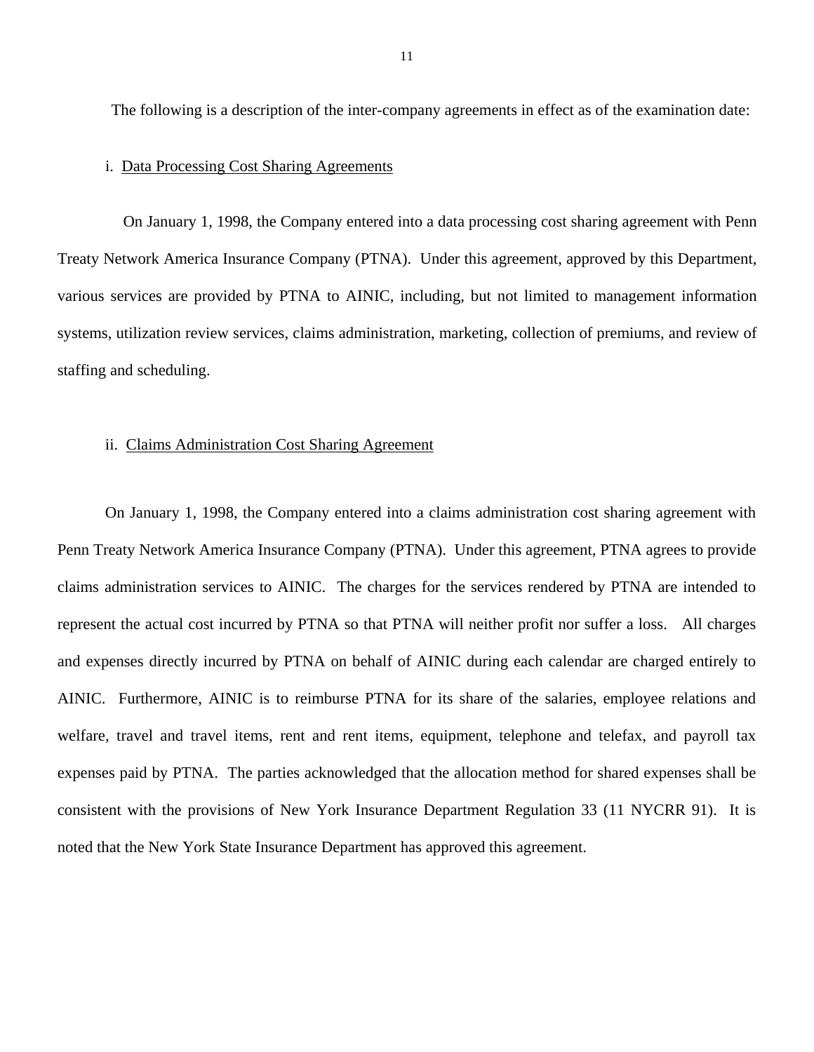The following is a description of the inter-company agreements in effect as of the examination date:

i. Data Processing Cost Sharing Agreements

On January 1, 1998, the Company entered into a data processing cost sharing agreement with Penn Treaty Network America Insurance Company (PTNA). Under this agreement, approved by this Department, various services are provided by PTNA to AINIC, including, but not limited to management information systems, utilization review services, claims administration, marketing, collection of premiums, and review of staffing and scheduling.

ii. Claims Administration Cost Sharing Agreement

On January 1, 1998, the Company entered into a claims administration cost sharing agreement with Penn Treaty Network America Insurance Company (PTNA). Under this agreement, PTNA agrees to provide claims administration services to AINIC. The charges for the services rendered by PTNA are intended to represent the actual cost incurred by PTNA so that PTNA will neither profit nor suffer a loss. All charges and expenses directly incurred by PTNA on behalf of AINIC during each calendar are charged entirely to AINIC. Furthermore, AINIC is to reimburse PTNA for its share of the salaries, employee relations and welfare, travel and travel items, rent and rent items, equipment, telephone and telefax, and payroll tax expenses paid by PTNA. The parties acknowledged that the allocation method for shared expenses shall be consistent with the provisions of New York Insurance Department Regulation 33 (11 NYCRR 91). It is noted that the New York State Insurance Department has approved this agreement.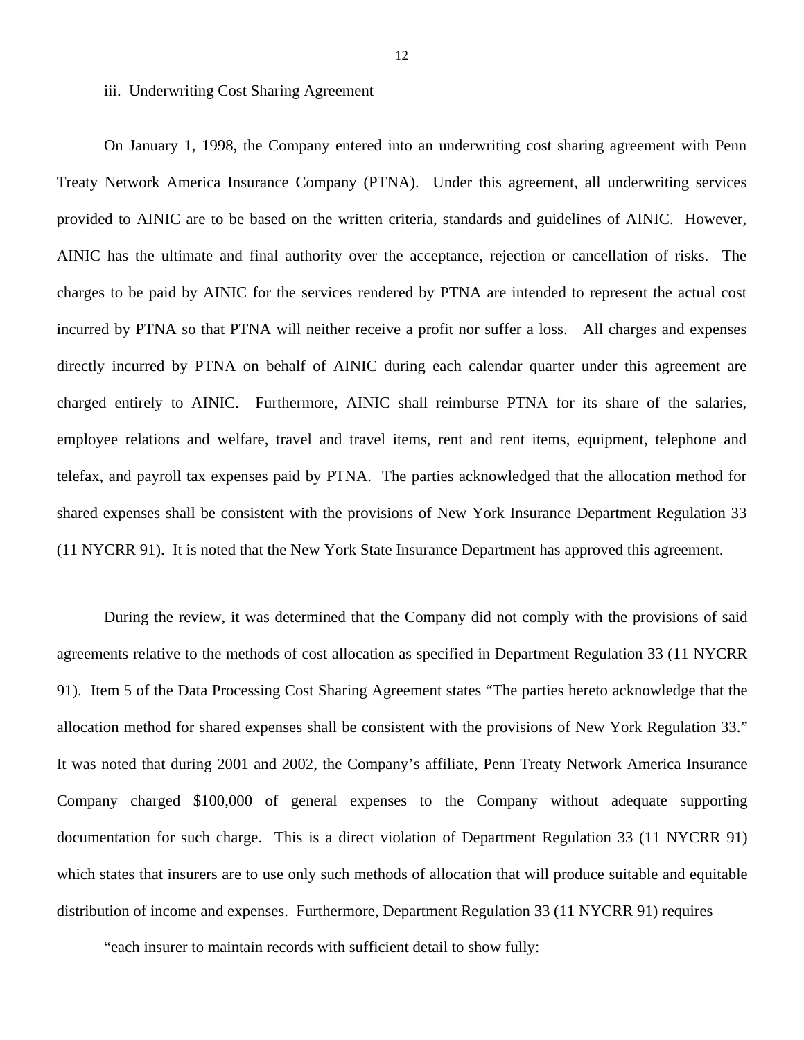iii. Underwriting Cost Sharing Agreement

On January 1, 1998, the Company entered into an underwriting cost sharing agreement with Penn Treaty Network America Insurance Company (PTNA). Under this agreement, all underwriting services provided to AINIC are to be based on the written criteria, standards and guidelines of AINIC. However, AINIC has the ultimate and final authority over the acceptance, rejection or cancellation of risks. The charges to be paid by AINIC for the services rendered by PTNA are intended to represent the actual cost incurred by PTNA so that PTNA will neither receive a profit nor suffer a loss. All charges and expenses directly incurred by PTNA on behalf of AINIC during each calendar quarter under this agreement are charged entirely to AINIC. Furthermore, AINIC shall reimburse PTNA for its share of the salaries, employee relations and welfare, travel and travel items, rent and rent items, equipment, telephone and telefax, and payroll tax expenses paid by PTNA. The parties acknowledged that the allocation method for shared expenses shall be consistent with the provisions of New York Insurance Department Regulation 33 (11 NYCRR 91). It is noted that the New York State Insurance Department has approved this agreement.

During the review, it was determined that the Company did not comply with the provisions of said agreements relative to the methods of cost allocation as specified in Department Regulation 33 (11 NYCRR 91). Item 5 of the Data Processing Cost Sharing Agreement states "The parties hereto acknowledge that the allocation method for shared expenses shall be consistent with the provisions of New York Regulation 33." It was noted that during 2001 and 2002, the Company's affiliate, Penn Treaty Network America Insurance Company charged $100,000 of general expenses to the Company without adequate supporting documentation for such charge. This is a direct violation of Department Regulation 33 (11 NYCRR 91) which states that insurers are to use only such methods of allocation that will produce suitable and equitable distribution of income and expenses. Furthermore, Department Regulation 33 (11 NYCRR 91) requires

"each insurer to maintain records with sufficient detail to show fully: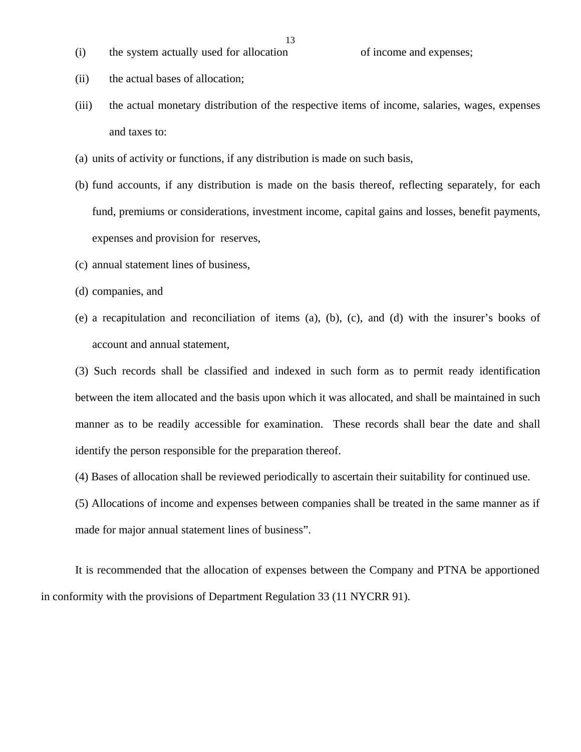(i) the system actually used for allocation of income and expenses;

(ii) the actual bases of allocation;

(iii) the actual monetary distribution of the respective items of income, salaries, wages, expenses and taxes to:

(a) units of activity or functions, if any distribution is made on such basis,

(b) fund accounts, if any distribution is made on the basis thereof, reflecting separately, for each fund, premiums or considerations, investment income, capital gains and losses, benefit payments, expenses and provision for reserves,

(c) annual statement lines of business,

(d) companies, and

(e) a recapitulation and reconciliation of items (a), (b), (c), and (d) with the insurer's books of account and annual statement,

(3) Such records shall be classified and indexed in such form as to permit ready identification between the item allocated and the basis upon which it was allocated, and shall be maintained in such manner as to be readily accessible for examination. These records shall bear the date and shall identify the person responsible for the preparation thereof.

(4) Bases of allocation shall be reviewed periodically to ascertain their suitability for continued use.

(5) Allocations of income and expenses between companies shall be treated in the same manner as if made for major annual statement lines of business".

It is recommended that the allocation of expenses between the Company and PTNA be apportioned in conformity with the provisions of Department Regulation 33 (11 NYCRR 91).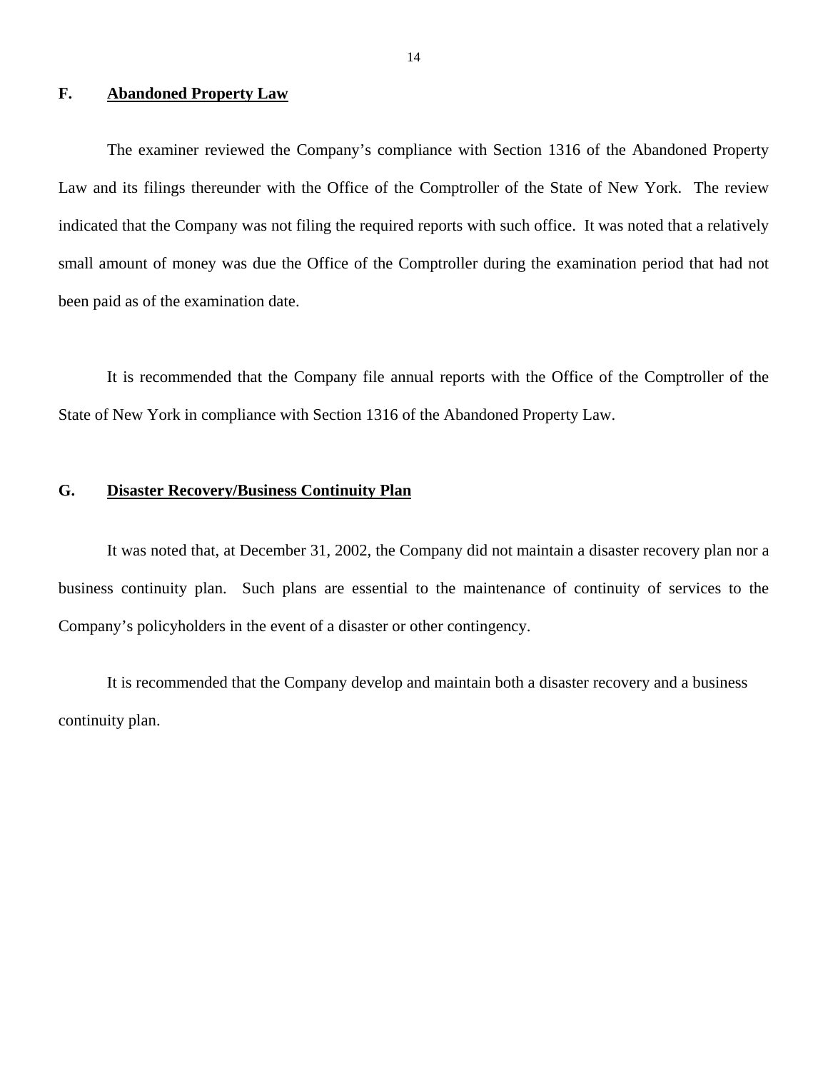## F. Abandoned Property Law

The examiner reviewed the Company's compliance with Section 1316 of the Abandoned Property Law and its filings thereunder with the Office of the Comptroller of the State of New York. The review indicated that the Company was not filing the required reports with such office. It was noted that a relatively small amount of money was due the Office of the Comptroller during the examination period that had not been paid as of the examination date.

It is recommended that the Company file annual reports with the Office of the Comptroller of the State of New York in compliance with Section 1316 of the Abandoned Property Law.

## G. Disaster Recovery/Business Continuity Plan

It was noted that, at December 31, 2002, the Company did not maintain a disaster recovery plan nor a business continuity plan. Such plans are essential to the maintenance of continuity of services to the Company's policyholders in the event of a disaster or other contingency.

It is recommended that the Company develop and maintain both a disaster recovery and a business continuity plan.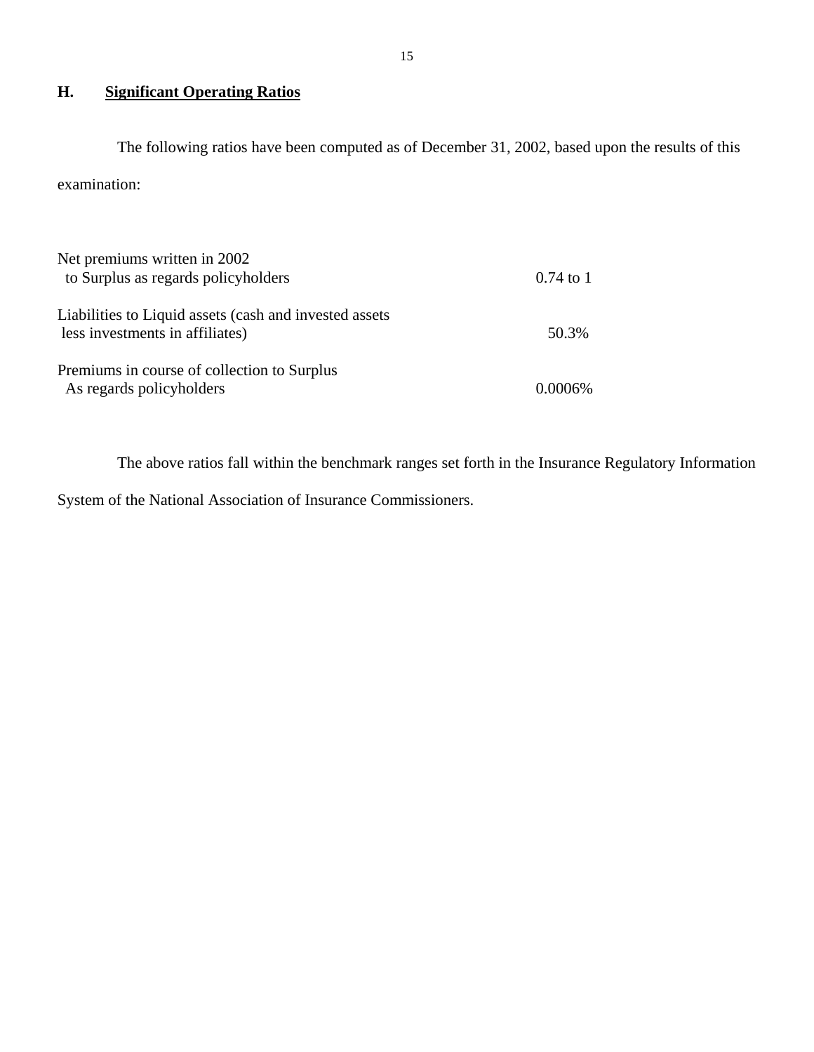## H. Significant Operating Ratios

The following ratios have been computed as of December 31, 2002, based upon the results of this examination:

| | |
|---|---|
| Net premiums written in 2002 to Surplus as regards policyholders | 0.74 to 1 |
| Liabilities to Liquid assets (cash and invested assets less investments in affiliates) | 50.3% |
| Premiums in course of collection to Surplus As regards policyholders | 0.0006% |

The above ratios fall within the benchmark ranges set forth in the Insurance Regulatory Information System of the National Association of Insurance Commissioners.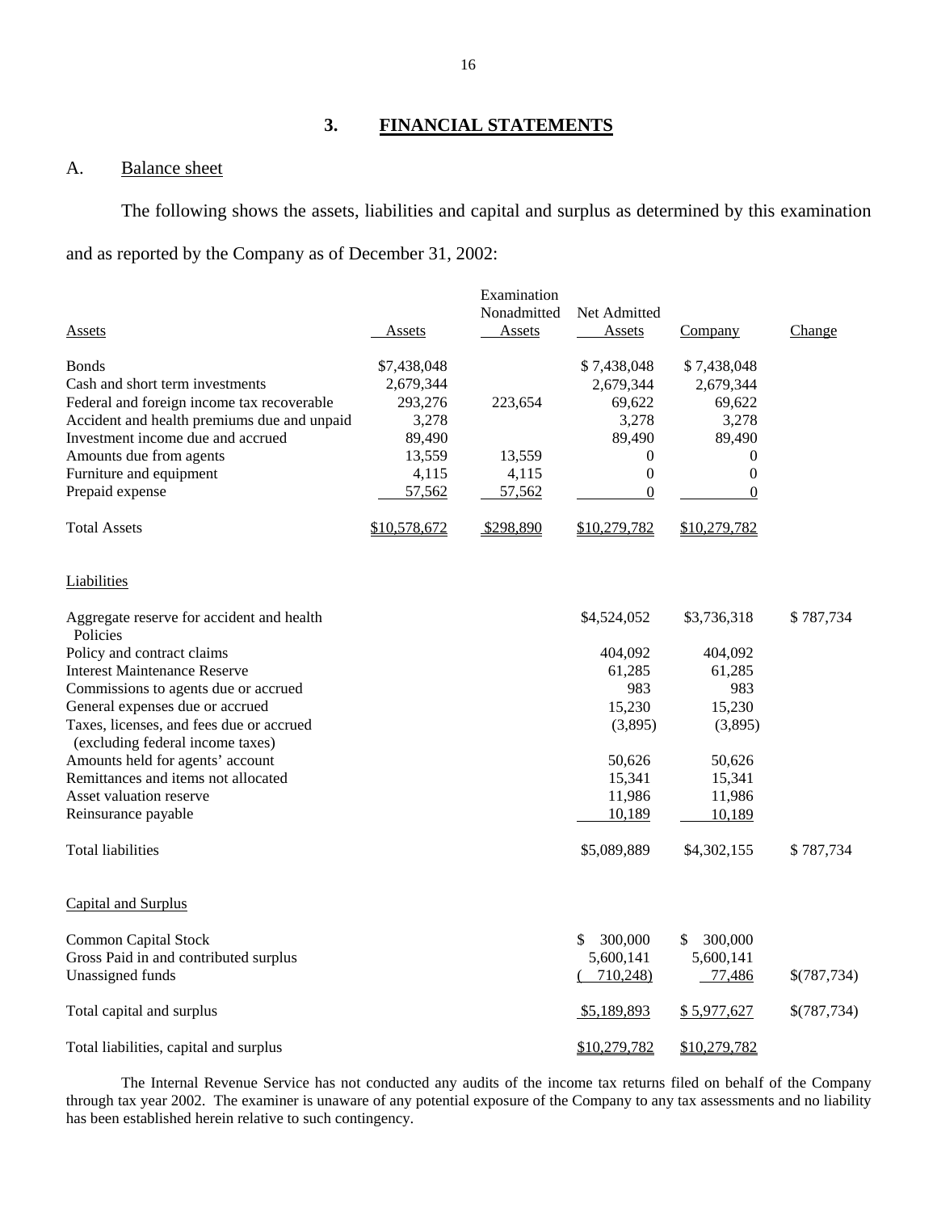## 3. FINANCIAL STATEMENTS

### A. Balance sheet

The following shows the assets, liabilities and capital and surplus as determined by this examination and as reported by the Company as of December 31, 2002:

| Assets | Assets | Examination Nonadmitted Assets | Net Admitted Assets | Company | Change |
|---|---|---|---|---|---|
| Bonds | $7,438,048 | | $ 7,438,048 | $ 7,438,048 | |
| Cash and short term investments | 2,679,344 | | 2,679,344 | 2,679,344 | |
| Federal and foreign income tax recoverable | 293,276 | 223,654 | 69,622 | 69,622 | |
| Accident and health premiums due and unpaid | 3,278 | | 3,278 | 3,278 | |
| Investment income due and accrued | 89,490 | | 89,490 | 89,490 | |
| Amounts due from agents | 13,559 | 13,559 | 0 | 0 | |
| Furniture and equipment | 4,115 | 4,115 | 0 | 0 | |
| Prepaid expense | 57,562 | 57,562 | 0 | 0 | |
| Total Assets | $10,578,672 | $298,890 | $10,279,782 | $10,279,782 | |
| Liabilities | | | | | |
| Aggregate reserve for accident and health Policies | | | $4,524,052 | $3,736,318 | $ 787,734 |
| Policy and contract claims | | | 404,092 | 404,092 | |
| Interest Maintenance Reserve | | | 61,285 | 61,285 | |
| Commissions to agents due or accrued | | | 983 | 983 | |
| General expenses due or accrued | | | 15,230 | 15,230 | |
| Taxes, licenses, and fees due or accrued (excluding federal income taxes) | | | (3,895) | (3,895) | |
| Amounts held for agents' account | | | 50,626 | 50,626 | |
| Remittances and items not allocated | | | 15,341 | 15,341 | |
| Asset valuation reserve | | | 11,986 | 11,986 | |
| Reinsurance payable | | | 10,189 | 10,189 | |
| Total liabilities | | | $5,089,889 | $4,302,155 | $ 787,734 |
| Capital and Surplus | | | | | |
| Common Capital Stock | | | $ 300,000 | $ 300,000 | |
| Gross Paid in and contributed surplus | | | 5,600,141 | 5,600,141 | |
| Unassigned funds | | | ( 710,248) | 77,486 | $(787,734) |
| Total capital and surplus | | | $5,189,893 | $ 5,977,627 | $(787,734) |
| Total liabilities, capital and surplus | | | $10,279,782 | $10,279,782 | |

The Internal Revenue Service has not conducted any audits of the income tax returns filed on behalf of the Company through tax year 2002. The examiner is unaware of any potential exposure of the Company to any tax assessments and no liability has been established herein relative to such contingency.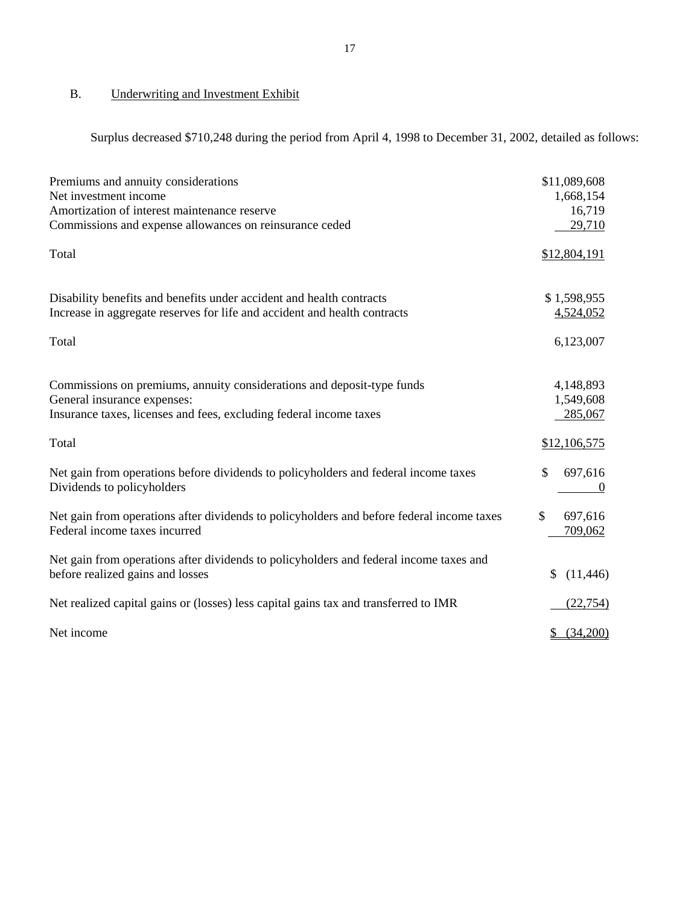## B. Underwriting and Investment Exhibit

Surplus decreased $710,248 during the period from April 4, 1998 to December 31, 2002, detailed as follows:

| | |
|---|---|
| Premiums and annuity considerations | $11,089,608 |
| Net investment income | 1,668,154 |
| Amortization of interest maintenance reserve | 16,719 |
| Commissions and expense allowances on reinsurance ceded | 29,710 |
| Total | $12,804,191 |
| | |
| Disability benefits and benefits under accident and health contracts | $ 1,598,955 |
| Increase in aggregate reserves for life and accident and health contracts | 4,524,052 |
| Total | 6,123,007 |
| | |
| Commissions on premiums, annuity considerations and deposit-type funds | 4,148,893 |
| General insurance expenses: | 1,549,608 |
| Insurance taxes, licenses and fees, excluding federal income taxes | 285,067 |
| Total | $12,106,575 |
| | |
| Net gain from operations before dividends to policyholders and federal income taxes | $ 697,616 |
| Dividends to policyholders | 0 |
| | |
| Net gain from operations after dividends to policyholders and before federal income taxes | $ 697,616 |
| Federal income taxes incurred | 709,062 |
| | |
| Net gain from operations after dividends to policyholders and federal income taxes and before realized gains and losses | $ (11,446) |
| | |
| Net realized capital gains or (losses) less capital gains tax and transferred to IMR | (22,754) |
| | |
| Net income | $ (34,200) |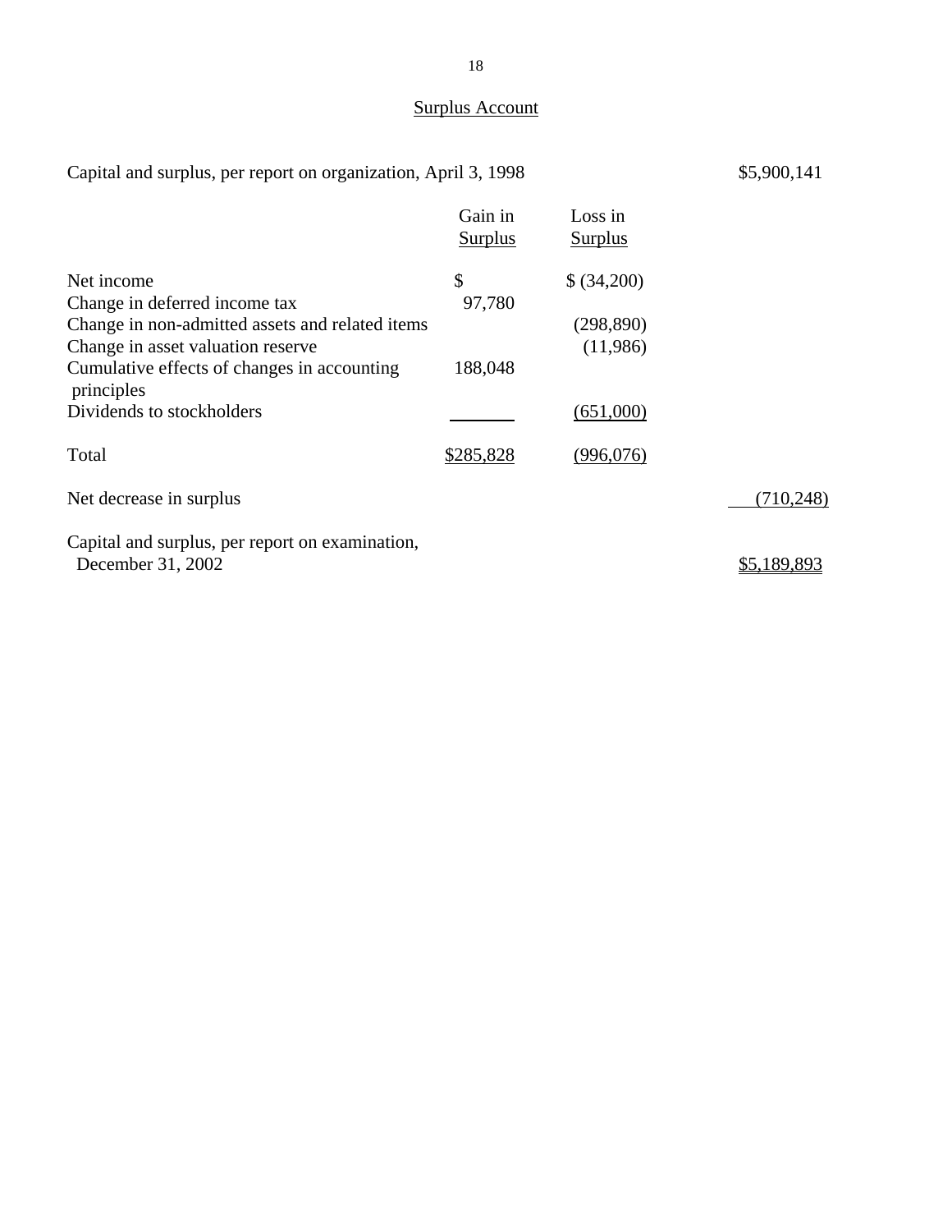## Surplus Account

| | | | |
|---|---|---|---|
| Capital and surplus, per report on organization, April 3, 1998 | | | $5,900,141 |
| | Gain in Surplus | Loss in Surplus | |
| Net income | $ | $ (34,200) | |
| Change in deferred income tax | 97,780 | | |
| Change in non-admitted assets and related items | | (298,890) | |
| Change in asset valuation reserve | | (11,986) | |
| Cumulative effects of changes in accounting principles | 188,048 | | |
| Dividends to stockholders | | (651,000) | |
| Total | $285,828 | (996,076) | |
| Net decrease in surplus | | | (710,248) |
| Capital and surplus, per report on examination, December 31, 2002 | | | $5,189,893 |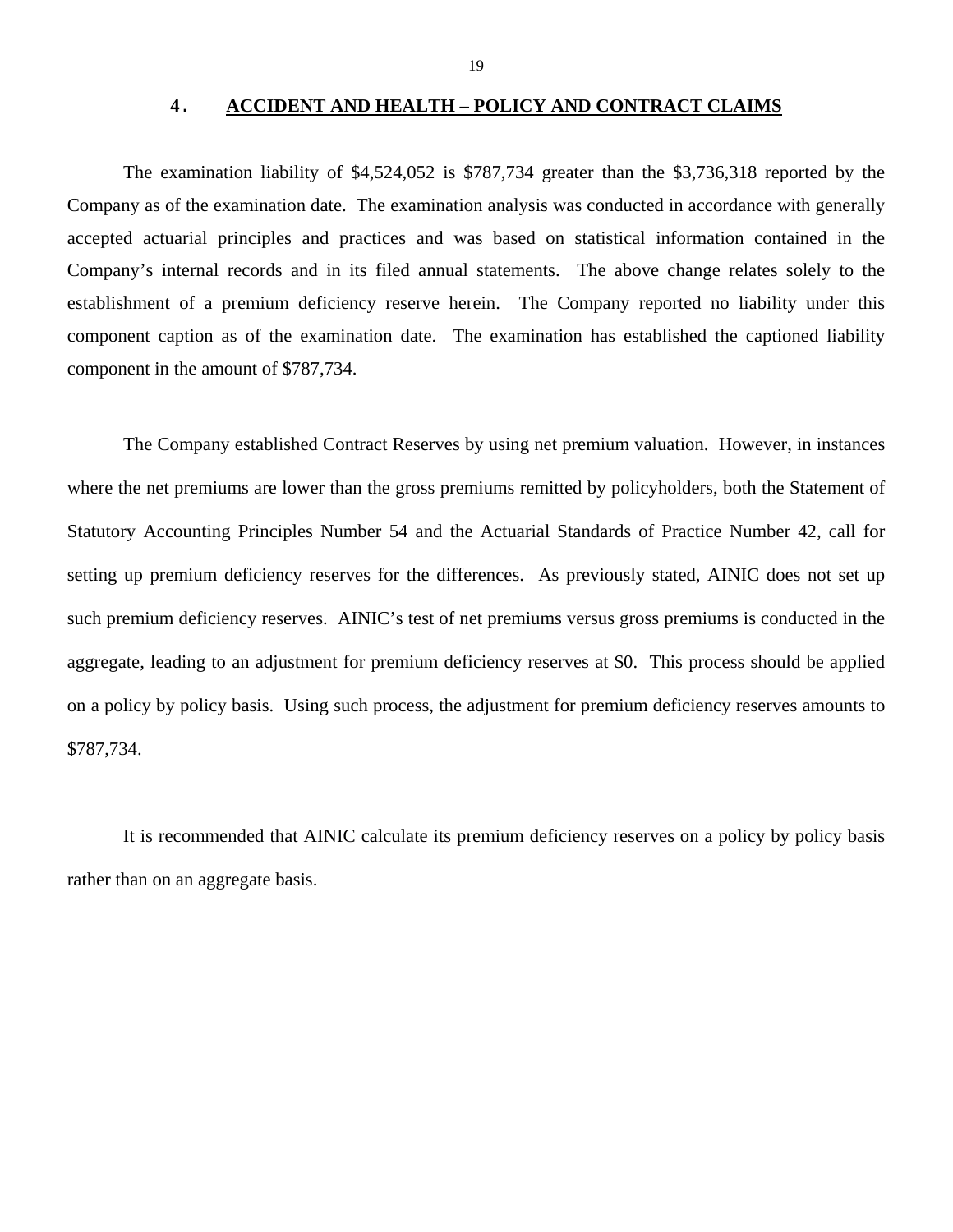## 4. ACCIDENT AND HEALTH – POLICY AND CONTRACT CLAIMS

The examination liability of $4,524,052 is $787,734 greater than the $3,736,318 reported by the Company as of the examination date. The examination analysis was conducted in accordance with generally accepted actuarial principles and practices and was based on statistical information contained in the Company's internal records and in its filed annual statements. The above change relates solely to the establishment of a premium deficiency reserve herein. The Company reported no liability under this component caption as of the examination date. The examination has established the captioned liability component in the amount of $787,734.

The Company established Contract Reserves by using net premium valuation. However, in instances where the net premiums are lower than the gross premiums remitted by policyholders, both the Statement of Statutory Accounting Principles Number 54 and the Actuarial Standards of Practice Number 42, call for setting up premium deficiency reserves for the differences. As previously stated, AINIC does not set up such premium deficiency reserves. AINIC's test of net premiums versus gross premiums is conducted in the aggregate, leading to an adjustment for premium deficiency reserves at $0. This process should be applied on a policy by policy basis. Using such process, the adjustment for premium deficiency reserves amounts to $787,734.

It is recommended that AINIC calculate its premium deficiency reserves on a policy by policy basis rather than on an aggregate basis.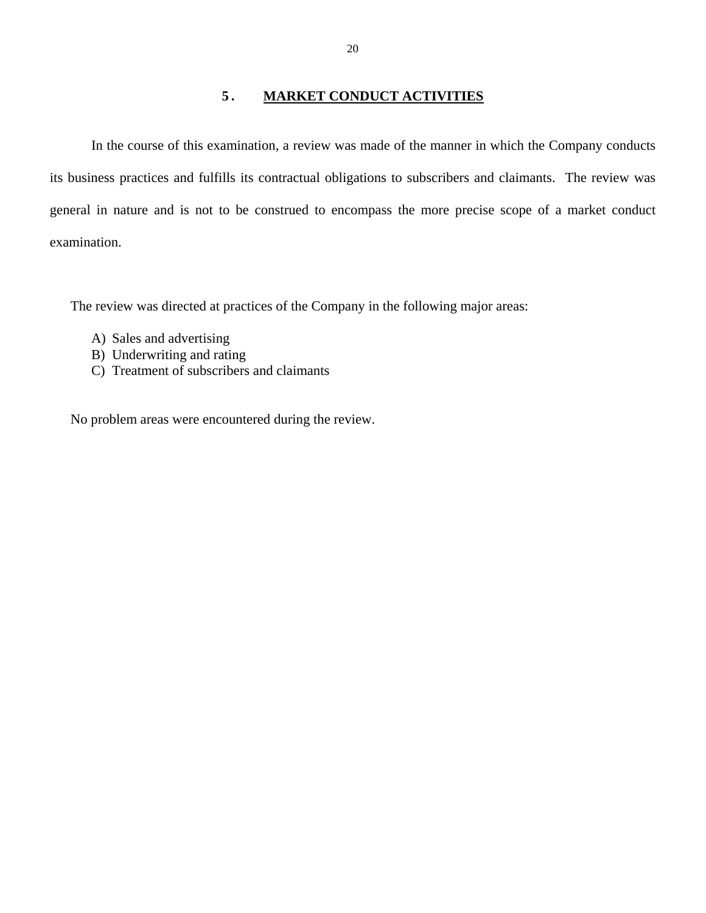## 5. MARKET CONDUCT ACTIVITIES

In the course of this examination, a review was made of the manner in which the Company conducts its business practices and fulfills its contractual obligations to subscribers and claimants. The review was general in nature and is not to be construed to encompass the more precise scope of a market conduct examination.

The review was directed at practices of the Company in the following major areas:

A) Sales and advertising
B) Underwriting and rating
C) Treatment of subscribers and claimants

No problem areas were encountered during the review.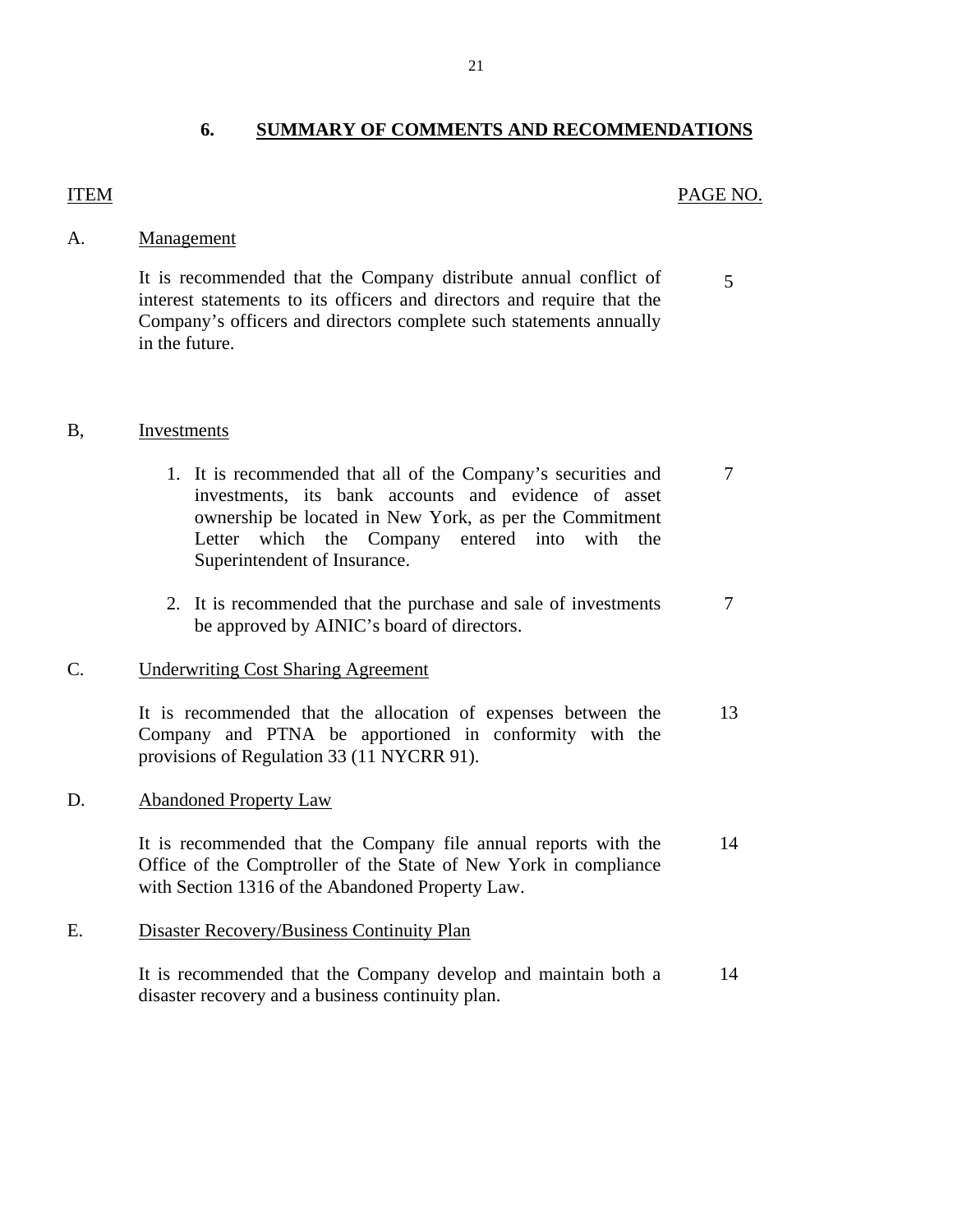## 6. SUMMARY OF COMMENTS AND RECOMMENDATIONS

| ITEM | | PAGE NO. |
|---|---|---|
| A. | **Management** | |
| | It is recommended that the Company distribute annual conflict of interest statements to its officers and directors and require that the Company's officers and directors complete such statements annually in the future. | 5 |
| B, | **Investments** | |
| | 1. It is recommended that all of the Company's securities and investments, its bank accounts and evidence of asset ownership be located in New York, as per the Commitment Letter which the Company entered into with the Superintendent of Insurance. | 7 |
| | 2. It is recommended that the purchase and sale of investments be approved by AINIC's board of directors. | 7 |
| C. | **Underwriting Cost Sharing Agreement** | |
| | It is recommended that the allocation of expenses between the Company and PTNA be apportioned in conformity with the provisions of Regulation 33 (11 NYCRR 91). | 13 |
| D. | **Abandoned Property Law** | |
| | It is recommended that the Company file annual reports with the Office of the Comptroller of the State of New York in compliance with Section 1316 of the Abandoned Property Law. | 14 |
| E. | **Disaster Recovery/Business Continuity Plan** | |
| | It is recommended that the Company develop and maintain both a disaster recovery and a business continuity plan. | 14 |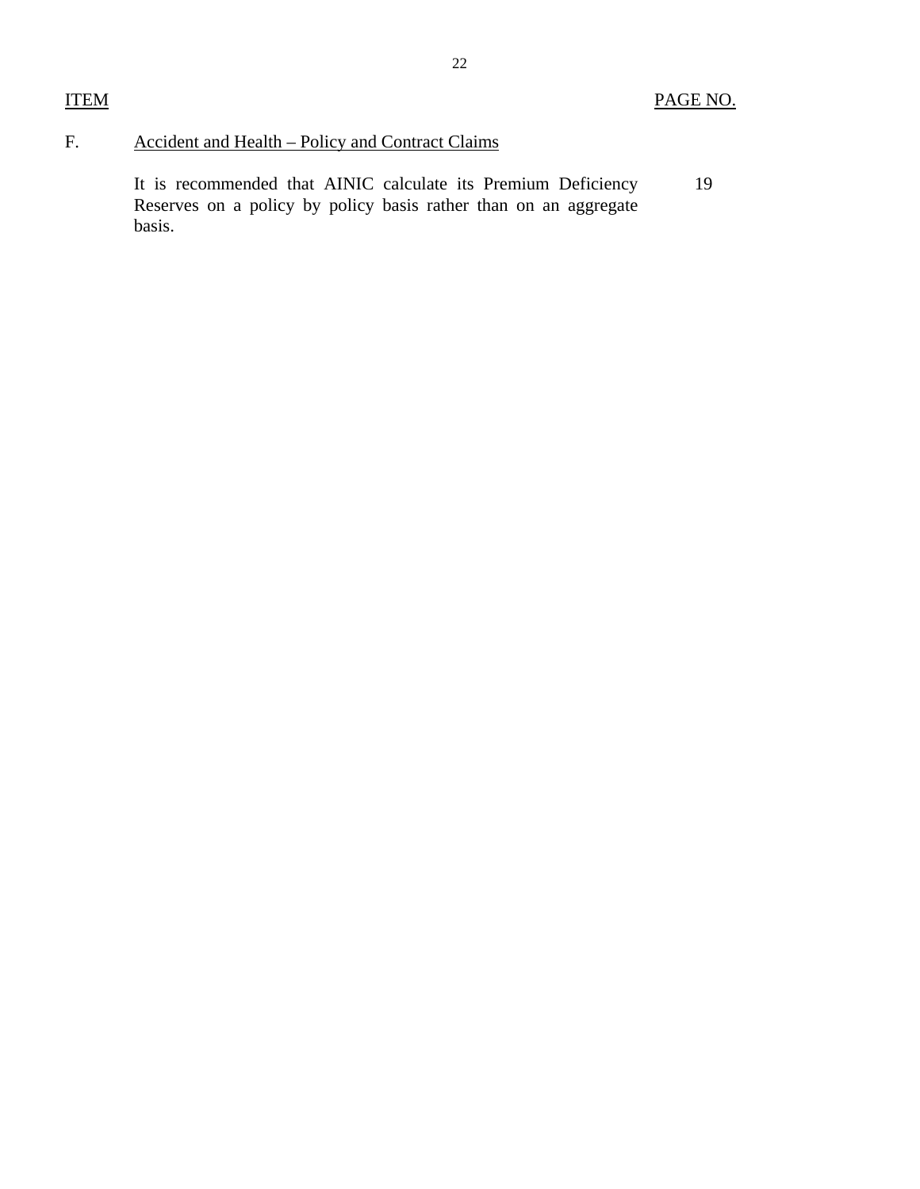| ITEM | | PAGE NO. |
|---|---|---|
| F. | Accident and Health – Policy and Contract Claims | |
| | It is recommended that AINIC calculate its Premium Deficiency Reserves on a policy by policy basis rather than on an aggregate basis. | 19 |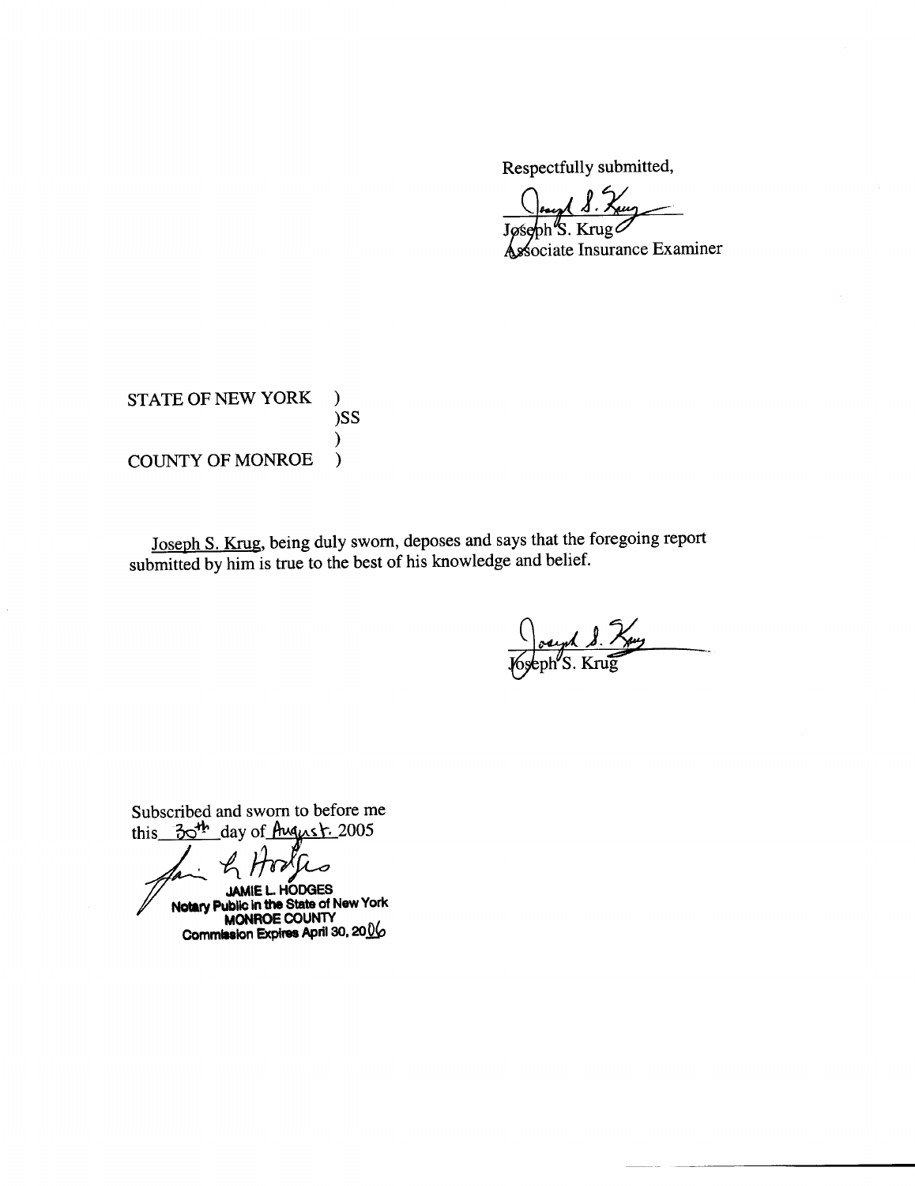Respectfully submitted,

Joseph S. Krug
Associate Insurance Examiner

STATE OF NEW YORK )
)SS
)
COUNTY OF MONROE )

Joseph S. Krug, being duly sworn, deposes and says that the foregoing report submitted by him is true to the best of his knowledge and belief.

Joseph S. Krug

Subscribed and sworn to before me
this 30th day of August 2005

JAMIE L. HODGES
Notary Public in the State of New York
MONROE COUNTY
Commission Expires April 30, 2006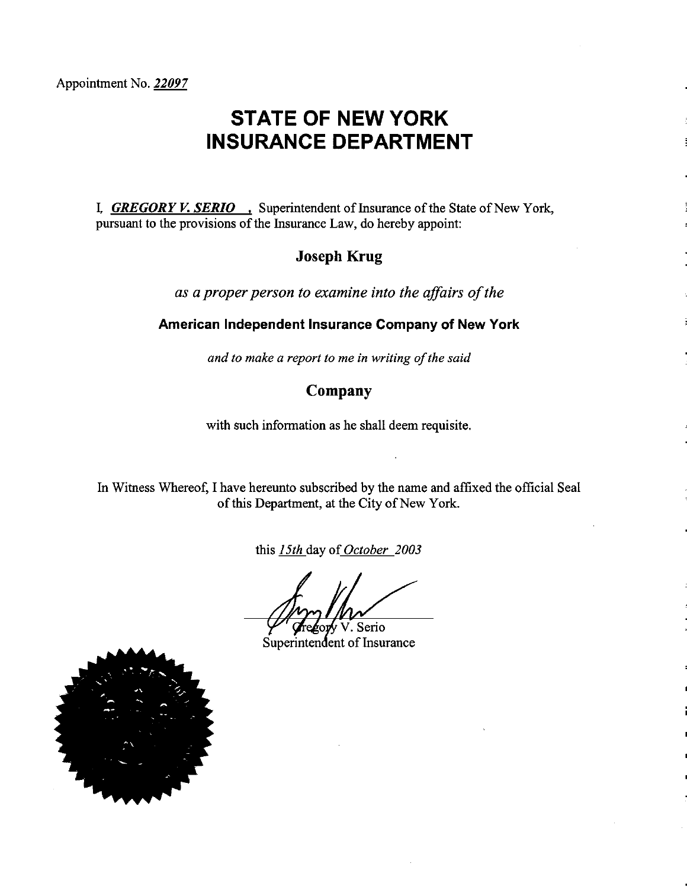Appointment No. *22097*

# STATE OF NEW YORK
# INSURANCE DEPARTMENT

I, ***GREGORY V. SERIO*** , Superintendent of Insurance of the State of New York, pursuant to the provisions of the Insurance Law, do hereby appoint:

**Joseph Krug**

*as a proper person to examine into the affairs of the*

**American Independent Insurance Company of New York**

*and to make a report to me in writing of the said*

**Company**

with such information as he shall deem requisite.

In Witness Whereof, I have hereunto subscribed by the name and affixed the official Seal of this Department, at the City of New York.

this *15th* day of *October 2003*

Gregory V. Serio
Superintendent of Insurance